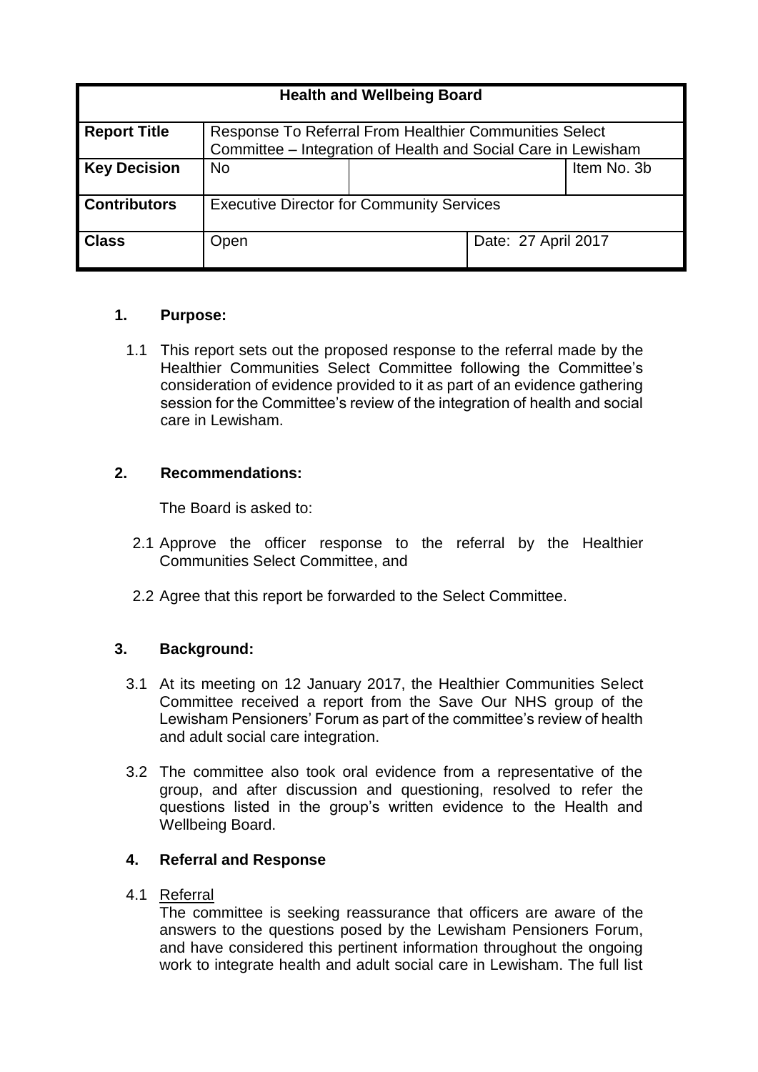| Health and Wellbeing Board | | | |
|---|---|---|---|
| **Report Title** | Response To Referral From Healthier Communities Select Committee – Integration of Health and Social Care in Lewisham | | |
| **Key Decision** | No | | Item No. 3b |
| **Contributors** | Executive Director for Community Services | | |
| **Class** | Open | Date: 27 April 2017 | |

## 1. Purpose:

1.1 This report sets out the proposed response to the referral made by the Healthier Communities Select Committee following the Committee's consideration of evidence provided to it as part of an evidence gathering session for the Committee's review of the integration of health and social care in Lewisham.

## 2. Recommendations:

The Board is asked to:

2.1 Approve the officer response to the referral by the Healthier Communities Select Committee, and

2.2 Agree that this report be forwarded to the Select Committee.

## 3. Background:

3.1 At its meeting on 12 January 2017, the Healthier Communities Select Committee received a report from the Save Our NHS group of the Lewisham Pensioners' Forum as part of the committee's review of health and adult social care integration.

3.2 The committee also took oral evidence from a representative of the group, and after discussion and questioning, resolved to refer the questions listed in the group's written evidence to the Health and Wellbeing Board.

## 4. Referral and Response

4.1 Referral

The committee is seeking reassurance that officers are aware of the answers to the questions posed by the Lewisham Pensioners Forum, and have considered this pertinent information throughout the ongoing work to integrate health and adult social care in Lewisham. The full list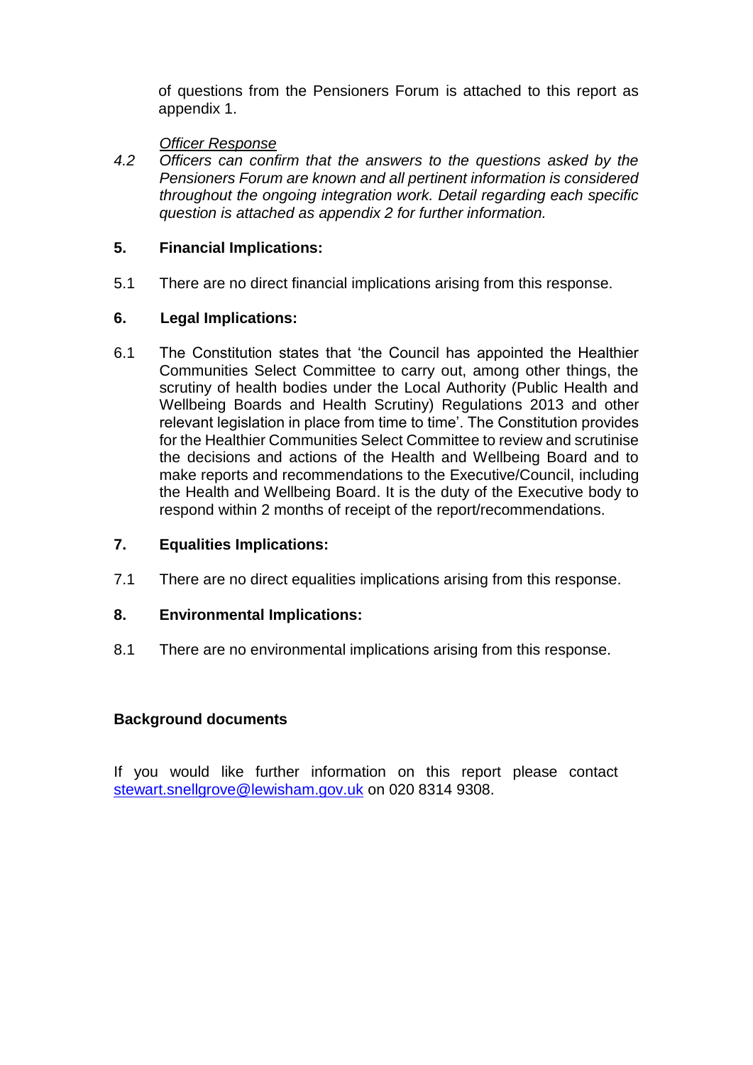of questions from the Pensioners Forum is attached to this report as appendix 1.

*Officer Response*

*4.2 Officers can confirm that the answers to the questions asked by the Pensioners Forum are known and all pertinent information is considered throughout the ongoing integration work. Detail regarding each specific question is attached as appendix 2 for further information.*

## 5. Financial Implications:

5.1 There are no direct financial implications arising from this response.

## 6. Legal Implications:

6.1 The Constitution states that 'the Council has appointed the Healthier Communities Select Committee to carry out, among other things, the scrutiny of health bodies under the Local Authority (Public Health and Wellbeing Boards and Health Scrutiny) Regulations 2013 and other relevant legislation in place from time to time'. The Constitution provides for the Healthier Communities Select Committee to review and scrutinise the decisions and actions of the Health and Wellbeing Board and to make reports and recommendations to the Executive/Council, including the Health and Wellbeing Board. It is the duty of the Executive body to respond within 2 months of receipt of the report/recommendations.

## 7. Equalities Implications:

7.1 There are no direct equalities implications arising from this response.

## 8. Environmental Implications:

8.1 There are no environmental implications arising from this response.

## Background documents

If you would like further information on this report please contact stewart.snellgrove@lewisham.gov.uk on 020 8314 9308.